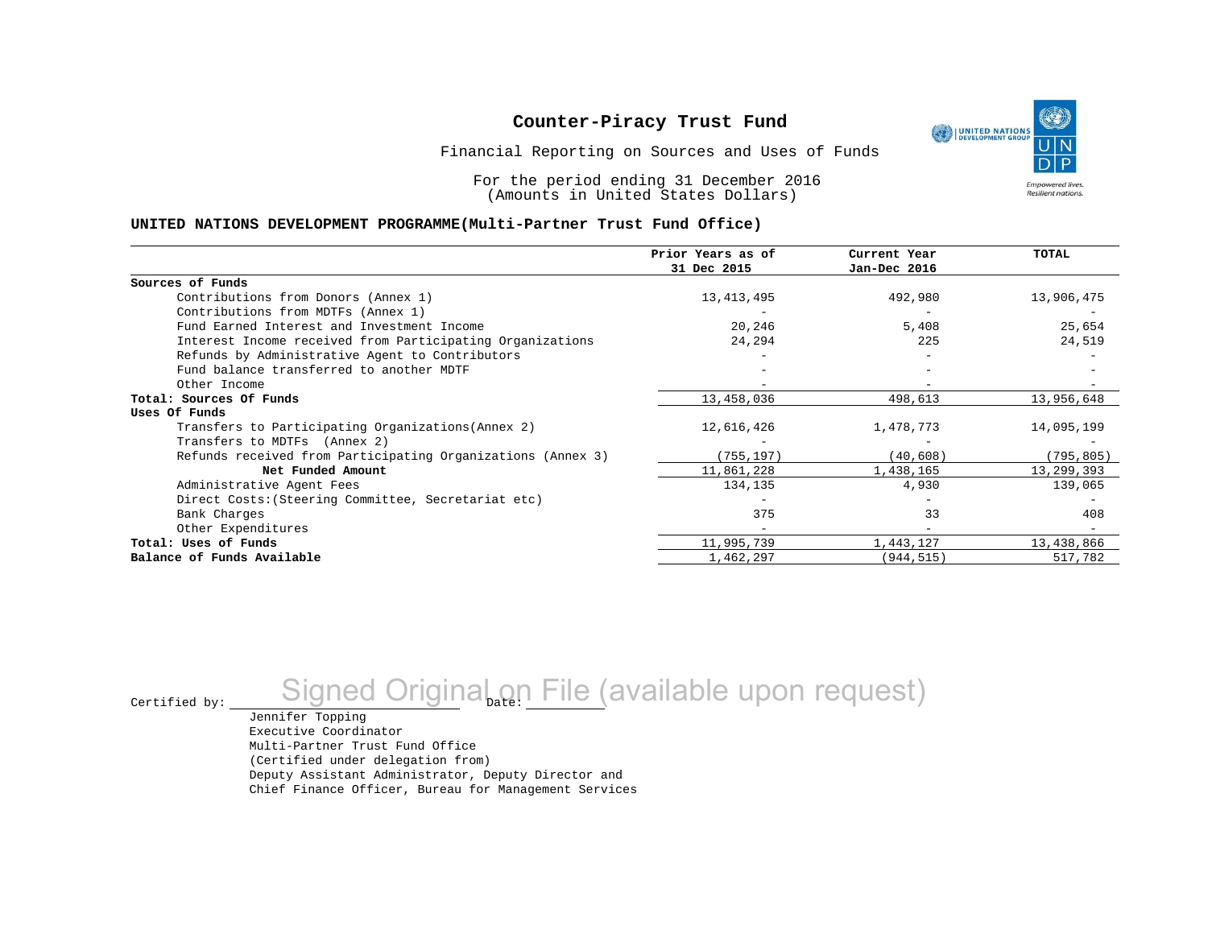# Counter-Piracy Trust Fund

Financial Reporting on Sources and Uses of Funds

For the period ending 31 December 2016
(Amounts in United States Dollars)

**UNITED NATIONS DEVELOPMENT PROGRAMME(Multi-Partner Trust Fund Office)**

| | Prior Years as of 31 Dec 2015 | Current Year Jan-Dec 2016 | TOTAL |
|---|---|---|---|
| **Sources of Funds** | | | |
| Contributions from Donors (Annex 1) | 13,413,495 | 492,980 | 13,906,475 |
| Contributions from MDTFs (Annex 1) | - | - | - |
| Fund Earned Interest and Investment Income | 20,246 | 5,408 | 25,654 |
| Interest Income received from Participating Organizations | 24,294 | 225 | 24,519 |
| Refunds by Administrative Agent to Contributors | - | - | - |
| Fund balance transferred to another MDTF | - | - | - |
| Other Income | - | - | - |
| **Total: Sources Of Funds** | 13,458,036 | 498,613 | 13,956,648 |
| **Uses Of Funds** | | | |
| Transfers to Participating Organizations(Annex 2) | 12,616,426 | 1,478,773 | 14,095,199 |
| Transfers to MDTFs (Annex 2) | - | - | - |
| Refunds received from Participating Organizations (Annex 3) | (755,197) | (40,608) | (795,805) |
| **Net Funded Amount** | 11,861,228 | 1,438,165 | 13,299,393 |
| Administrative Agent Fees | 134,135 | 4,930 | 139,065 |
| Direct Costs:(Steering Committee, Secretariat etc) | - | - | - |
| Bank Charges | 375 | 33 | 408 |
| Other Expenditures | - | - | - |
| **Total: Uses of Funds** | 11,995,739 | 1,443,127 | 13,438,866 |
| **Balance of Funds Available** | 1,462,297 | (944,515) | 517,782 |

Certified by: Signed Original on File (available upon request) Date:

Jennifer Topping
Executive Coordinator
Multi-Partner Trust Fund Office
(Certified under delegation from)
Deputy Assistant Administrator, Deputy Director and
Chief Finance Officer, Bureau for Management Services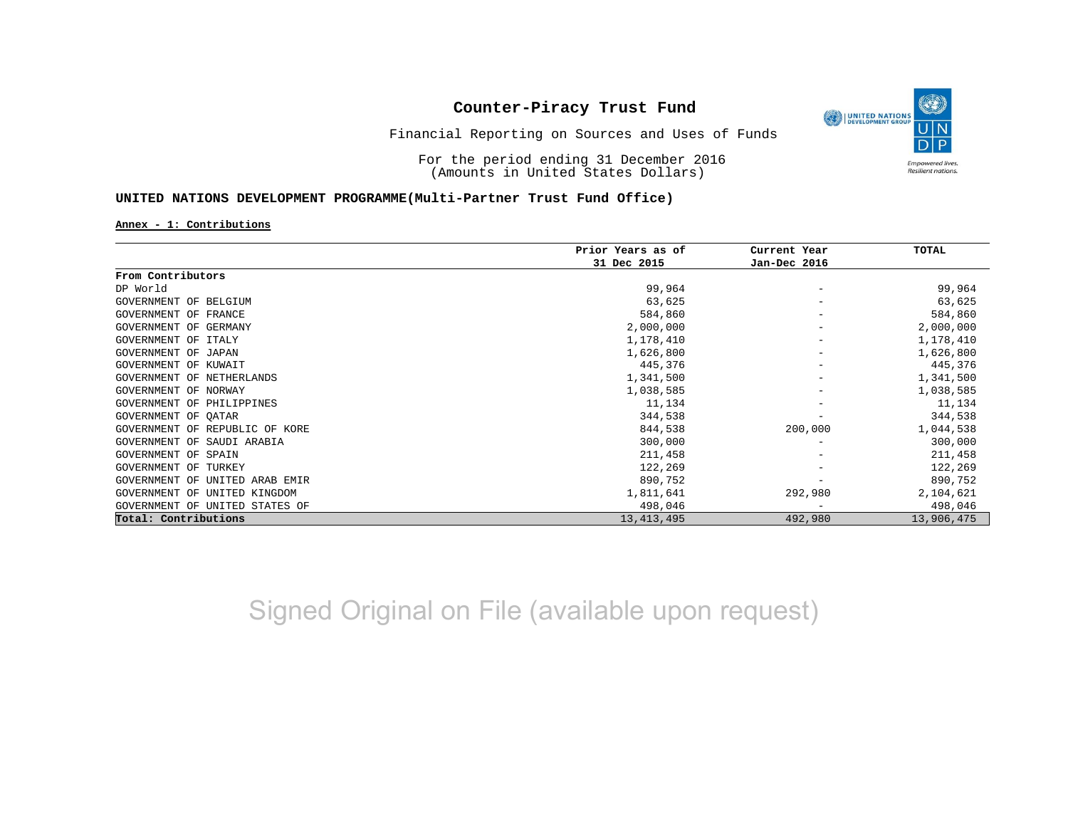# Counter-Piracy Trust Fund

Financial Reporting on Sources and Uses of Funds

For the period ending 31 December 2016
(Amounts in United States Dollars)

**UNITED NATIONS DEVELOPMENT PROGRAMME(Multi-Partner Trust Fund Office)**

**Annex - 1: Contributions**

| | Prior Years as of 31 Dec 2015 | Current Year Jan-Dec 2016 | TOTAL |
|---|---|---|---|
| **From Contributors** | | | |
| DP World | 99,964 | - | 99,964 |
| GOVERNMENT OF BELGIUM | 63,625 | - | 63,625 |
| GOVERNMENT OF FRANCE | 584,860 | - | 584,860 |
| GOVERNMENT OF GERMANY | 2,000,000 | - | 2,000,000 |
| GOVERNMENT OF ITALY | 1,178,410 | - | 1,178,410 |
| GOVERNMENT OF JAPAN | 1,626,800 | - | 1,626,800 |
| GOVERNMENT OF KUWAIT | 445,376 | - | 445,376 |
| GOVERNMENT OF NETHERLANDS | 1,341,500 | - | 1,341,500 |
| GOVERNMENT OF NORWAY | 1,038,585 | - | 1,038,585 |
| GOVERNMENT OF PHILIPPINES | 11,134 | - | 11,134 |
| GOVERNMENT OF QATAR | 344,538 | - | 344,538 |
| GOVERNMENT OF REPUBLIC OF KORE | 844,538 | 200,000 | 1,044,538 |
| GOVERNMENT OF SAUDI ARABIA | 300,000 | - | 300,000 |
| GOVERNMENT OF SPAIN | 211,458 | - | 211,458 |
| GOVERNMENT OF TURKEY | 122,269 | - | 122,269 |
| GOVERNMENT OF UNITED ARAB EMIR | 890,752 | - | 890,752 |
| GOVERNMENT OF UNITED KINGDOM | 1,811,641 | 292,980 | 2,104,621 |
| GOVERNMENT OF UNITED STATES OF | 498,046 | - | 498,046 |
| **Total: Contributions** | 13,413,495 | 492,980 | 13,906,475 |

Signed Original on File (available upon request)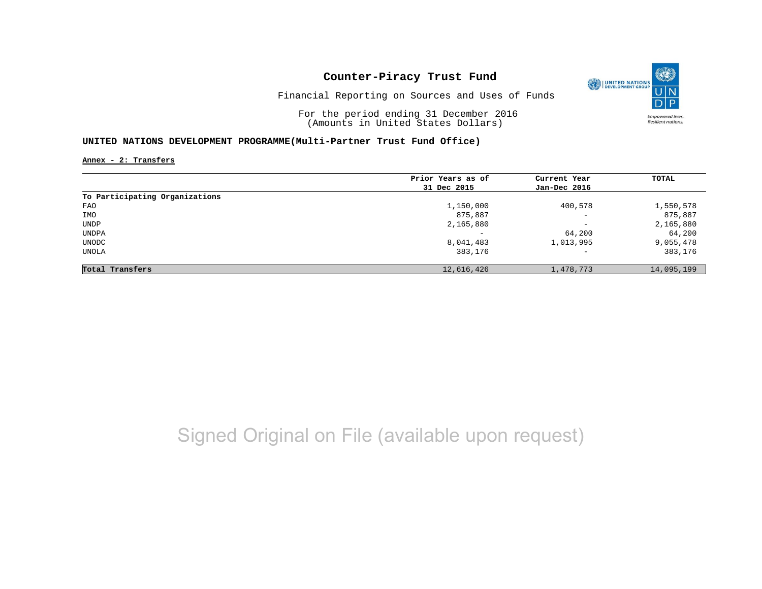# Counter-Piracy Trust Fund

Financial Reporting on Sources and Uses of Funds

For the period ending 31 December 2016
(Amounts in United States Dollars)

## UNITED NATIONS DEVELOPMENT PROGRAMME(Multi-Partner Trust Fund Office)

**Annex - 2: Transfers**

| | Prior Years as of 31 Dec 2015 | Current Year Jan-Dec 2016 | TOTAL |
|---|---|---|---|
| **To Participating Organizations** | | | |
| FAO | 1,150,000 | 400,578 | 1,550,578 |
| IMO | 875,887 | - | 875,887 |
| UNDP | 2,165,880 | - | 2,165,880 |
| UNDPA | - | 64,200 | 64,200 |
| UNODC | 8,041,483 | 1,013,995 | 9,055,478 |
| UNOLA | 383,176 | - | 383,176 |
| **Total Transfers** | 12,616,426 | 1,478,773 | 14,095,199 |

Signed Original on File (available upon request)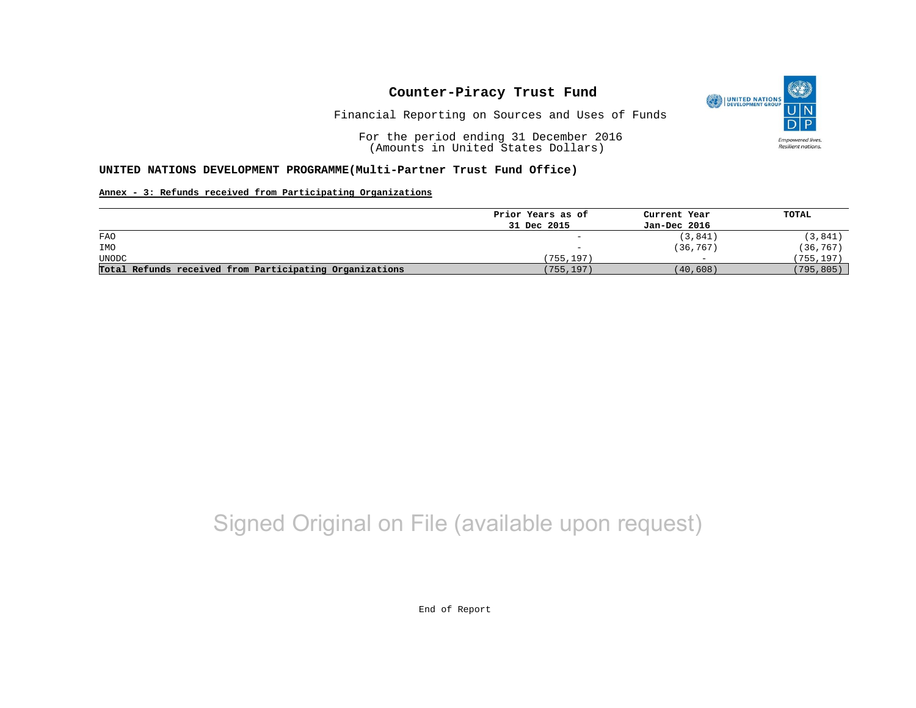# Counter-Piracy Trust Fund

Financial Reporting on Sources and Uses of Funds

For the period ending 31 December 2016
(Amounts in United States Dollars)

## UNITED NATIONS DEVELOPMENT PROGRAMME(Multi-Partner Trust Fund Office)

**Annex - 3: Refunds received from Participating Organizations**

| | Prior Years as of 31 Dec 2015 | Current Year Jan-Dec 2016 | TOTAL |
|---|---|---|---|
| FAO | - | (3,841) | (3,841) |
| IMO | - | (36,767) | (36,767) |
| UNODC | (755,197) | - | (755,197) |
| **Total Refunds received from Participating Organizations** | (755,197) | (40,608) | (795,805) |

Signed Original on File (available upon request)

End of Report